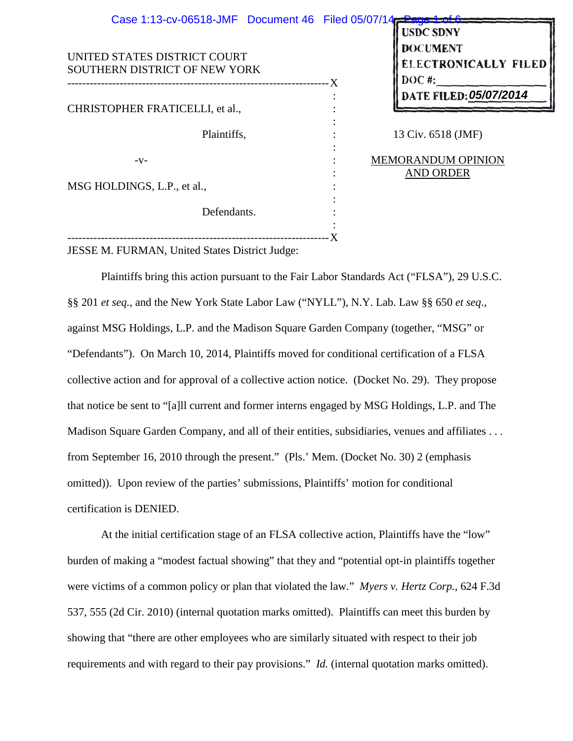USDC SDNY
DOCUMENT
ELECTRONICALLY FILED
DOC #:
DATE FILED: 05/07/2014

UNITED STATES DISTRICT COURT
SOUTHERN DISTRICT OF NEW YORK

CHRISTOPHER FRATICELLI, et al.,

Plaintiffs,

-v-

MSG HOLDINGS, L.P., et al.,

Defendants.

13 Civ. 6518 (JMF)

MEMORANDUM OPINION AND ORDER

JESSE M. FURMAN, United States District Judge:

Plaintiffs bring this action pursuant to the Fair Labor Standards Act ("FLSA"), 29 U.S.C. §§ 201 *et seq.*, and the New York State Labor Law ("NYLL"), N.Y. Lab. Law §§ 650 *et seq.*, against MSG Holdings, L.P. and the Madison Square Garden Company (together, "MSG" or "Defendants"). On March 10, 2014, Plaintiffs moved for conditional certification of a FLSA collective action and for approval of a collective action notice. (Docket No. 29). They propose that notice be sent to "[a]ll current and former interns engaged by MSG Holdings, L.P. and The Madison Square Garden Company, and all of their entities, subsidiaries, venues and affiliates . . . from September 16, 2010 through the present." (Pls.' Mem. (Docket No. 30) 2 (emphasis omitted)). Upon review of the parties' submissions, Plaintiffs' motion for conditional certification is DENIED.

At the initial certification stage of an FLSA collective action, Plaintiffs have the "low" burden of making a "modest factual showing" that they and "potential opt-in plaintiffs together were victims of a common policy or plan that violated the law." *Myers v. Hertz Corp.*, 624 F.3d 537, 555 (2d Cir. 2010) (internal quotation marks omitted). Plaintiffs can meet this burden by showing that "there are other employees who are similarly situated with respect to their job requirements and with regard to their pay provisions." *Id.* (internal quotation marks omitted).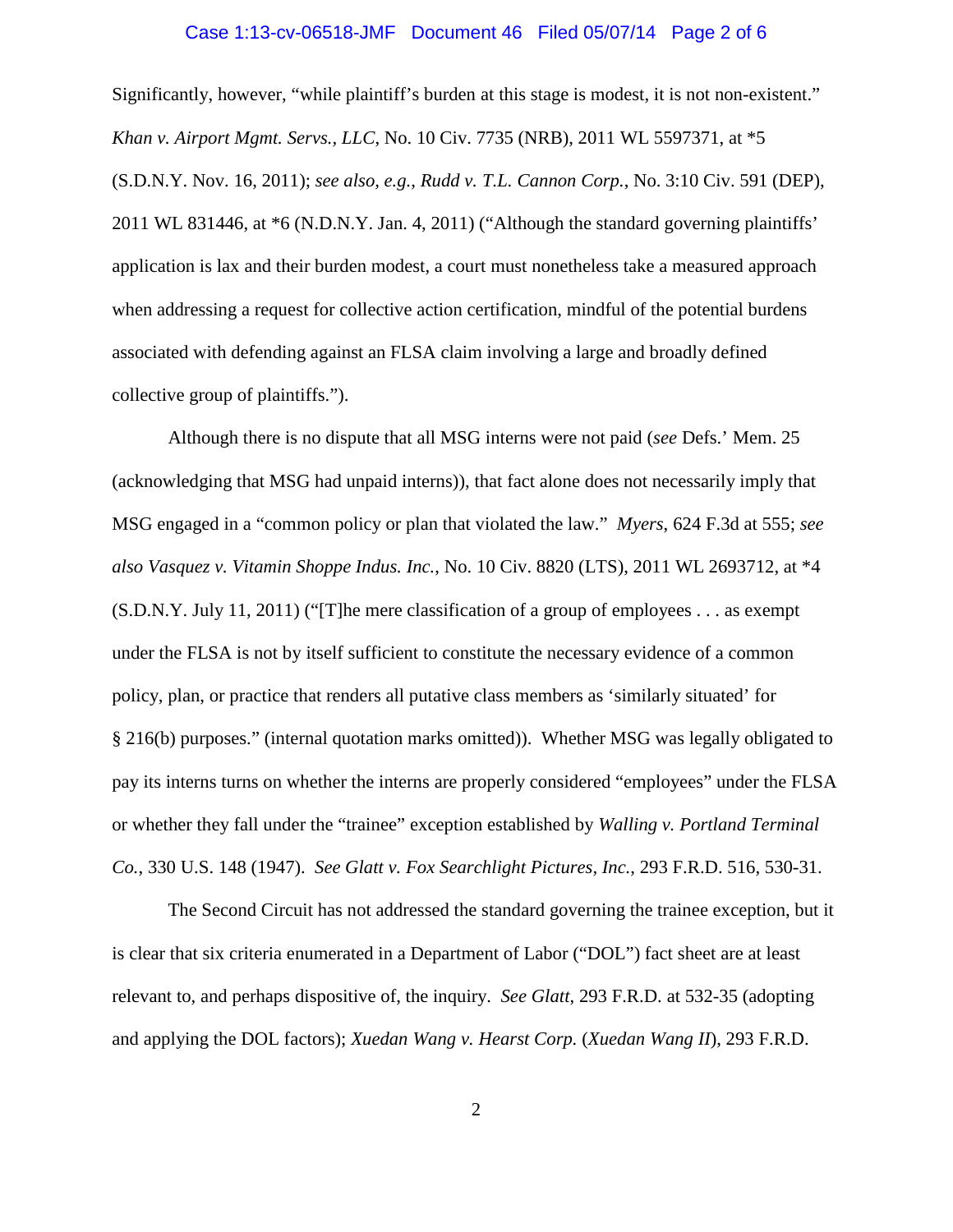Significantly, however, "while plaintiff's burden at this stage is modest, it is not non-existent." *Khan v. Airport Mgmt. Servs., LLC*, No. 10 Civ. 7735 (NRB), 2011 WL 5597371, at *5 (S.D.N.Y. Nov. 16, 2011); *see also, e.g.*, *Rudd v. T.L. Cannon Corp.*, No. 3:10 Civ. 591 (DEP), 2011 WL 831446, at *6 (N.D.N.Y. Jan. 4, 2011) ("Although the standard governing plaintiffs' application is lax and their burden modest, a court must nonetheless take a measured approach when addressing a request for collective action certification, mindful of the potential burdens associated with defending against an FLSA claim involving a large and broadly defined collective group of plaintiffs.").

Although there is no dispute that all MSG interns were not paid (*see* Defs.' Mem. 25 (acknowledging that MSG had unpaid interns)), that fact alone does not necessarily imply that MSG engaged in a "common policy or plan that violated the law." *Myers*, 624 F.3d at 555; *see also Vasquez v. Vitamin Shoppe Indus. Inc.*, No. 10 Civ. 8820 (LTS), 2011 WL 2693712, at *4 (S.D.N.Y. July 11, 2011) ("[T]he mere classification of a group of employees . . . as exempt under the FLSA is not by itself sufficient to constitute the necessary evidence of a common policy, plan, or practice that renders all putative class members as 'similarly situated' for § 216(b) purposes." (internal quotation marks omitted)). Whether MSG was legally obligated to pay its interns turns on whether the interns are properly considered "employees" under the FLSA or whether they fall under the "trainee" exception established by *Walling v. Portland Terminal Co.*, 330 U.S. 148 (1947). *See Glatt v. Fox Searchlight Pictures, Inc.*, 293 F.R.D. 516, 530-31.

The Second Circuit has not addressed the standard governing the trainee exception, but it is clear that six criteria enumerated in a Department of Labor ("DOL") fact sheet are at least relevant to, and perhaps dispositive of, the inquiry. *See Glatt*, 293 F.R.D. at 532-35 (adopting and applying the DOL factors); *Xuedan Wang v. Hearst Corp.* (*Xuedan Wang II*), 293 F.R.D.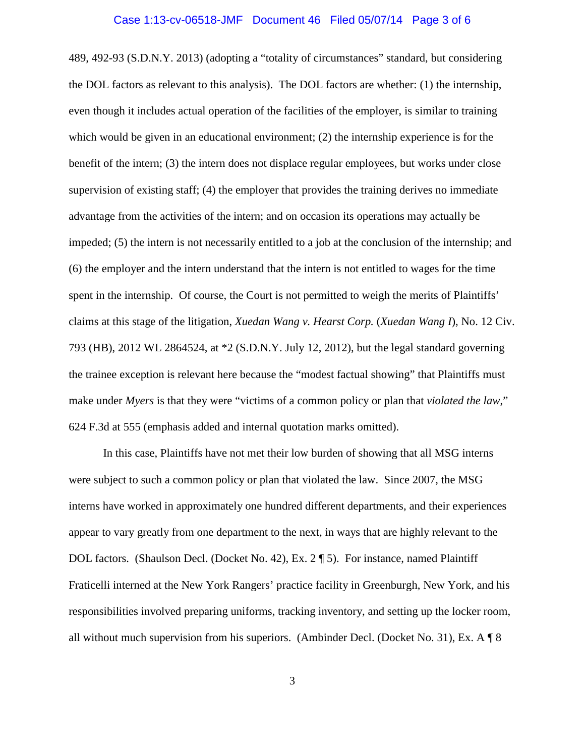489, 492-93 (S.D.N.Y. 2013) (adopting a "totality of circumstances" standard, but considering the DOL factors as relevant to this analysis). The DOL factors are whether: (1) the internship, even though it includes actual operation of the facilities of the employer, is similar to training which would be given in an educational environment; (2) the internship experience is for the benefit of the intern; (3) the intern does not displace regular employees, but works under close supervision of existing staff; (4) the employer that provides the training derives no immediate advantage from the activities of the intern; and on occasion its operations may actually be impeded; (5) the intern is not necessarily entitled to a job at the conclusion of the internship; and (6) the employer and the intern understand that the intern is not entitled to wages for the time spent in the internship. Of course, the Court is not permitted to weigh the merits of Plaintiffs' claims at this stage of the litigation, *Xuedan Wang v. Hearst Corp.* (*Xuedan Wang I*), No. 12 Civ. 793 (HB), 2012 WL 2864524, at *2 (S.D.N.Y. July 12, 2012), but the legal standard governing the trainee exception is relevant here because the "modest factual showing" that Plaintiffs must make under *Myers* is that they were "victims of a common policy or plan that *violated the law*," 624 F.3d at 555 (emphasis added and internal quotation marks omitted).

In this case, Plaintiffs have not met their low burden of showing that all MSG interns were subject to such a common policy or plan that violated the law. Since 2007, the MSG interns have worked in approximately one hundred different departments, and their experiences appear to vary greatly from one department to the next, in ways that are highly relevant to the DOL factors. (Shaulson Decl. (Docket No. 42), Ex. 2 ¶ 5). For instance, named Plaintiff Fraticelli interned at the New York Rangers' practice facility in Greenburgh, New York, and his responsibilities involved preparing uniforms, tracking inventory, and setting up the locker room, all without much supervision from his superiors. (Ambinder Decl. (Docket No. 31), Ex. A ¶ 8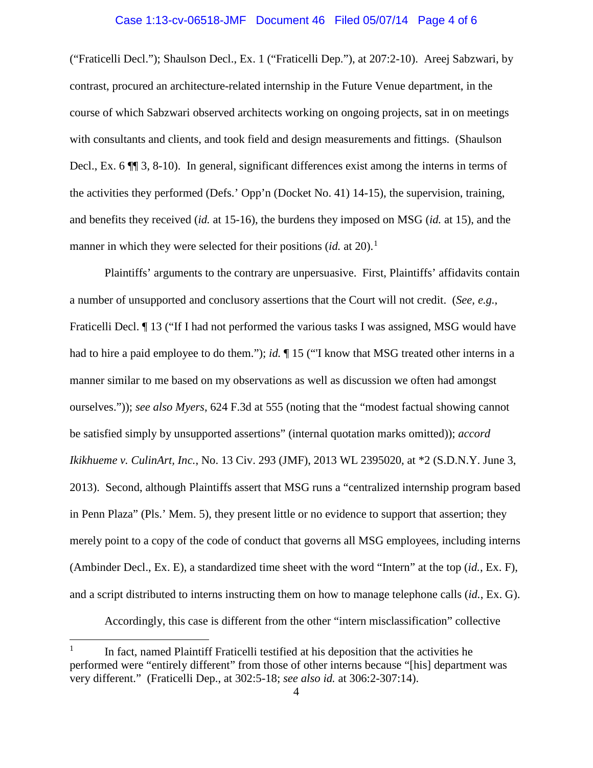("Fraticelli Decl."); Shaulson Decl., Ex. 1 ("Fraticelli Dep."), at 207:2-10). Areej Sabzwari, by contrast, procured an architecture-related internship in the Future Venue department, in the course of which Sabzwari observed architects working on ongoing projects, sat in on meetings with consultants and clients, and took field and design measurements and fittings. (Shaulson Decl., Ex. 6 ¶¶ 3, 8-10). In general, significant differences exist among the interns in terms of the activities they performed (Defs.' Opp'n (Docket No. 41) 14-15), the supervision, training, and benefits they received (*id.* at 15-16), the burdens they imposed on MSG (*id.* at 15), and the manner in which they were selected for their positions (*id.* at 20).[1]

Plaintiffs' arguments to the contrary are unpersuasive. First, Plaintiffs' affidavits contain a number of unsupported and conclusory assertions that the Court will not credit. (*See, e.g.*, Fraticelli Decl. ¶ 13 ("If I had not performed the various tasks I was assigned, MSG would have had to hire a paid employee to do them."); *id.* ¶ 15 ("I know that MSG treated other interns in a manner similar to me based on my observations as well as discussion we often had amongst ourselves.")); *see also Myers*, 624 F.3d at 555 (noting that the "modest factual showing cannot be satisfied simply by unsupported assertions" (internal quotation marks omitted)); *accord Ikikhueme v. CulinArt, Inc.*, No. 13 Civ. 293 (JMF), 2013 WL 2395020, at *2 (S.D.N.Y. June 3, 2013). Second, although Plaintiffs assert that MSG runs a "centralized internship program based in Penn Plaza" (Pls.' Mem. 5), they present little or no evidence to support that assertion; they merely point to a copy of the code of conduct that governs all MSG employees, including interns (Ambinder Decl., Ex. E), a standardized time sheet with the word "Intern" at the top (*id.*, Ex. F), and a script distributed to interns instructing them on how to manage telephone calls (*id.*, Ex. G).

Accordingly, this case is different from the other "intern misclassification" collective

---

[1] In fact, named Plaintiff Fraticelli testified at his deposition that the activities he performed were "entirely different" from those of other interns because "[his] department was very different." (Fraticelli Dep., at 302:5-18; *see also id.* at 306:2-307:14).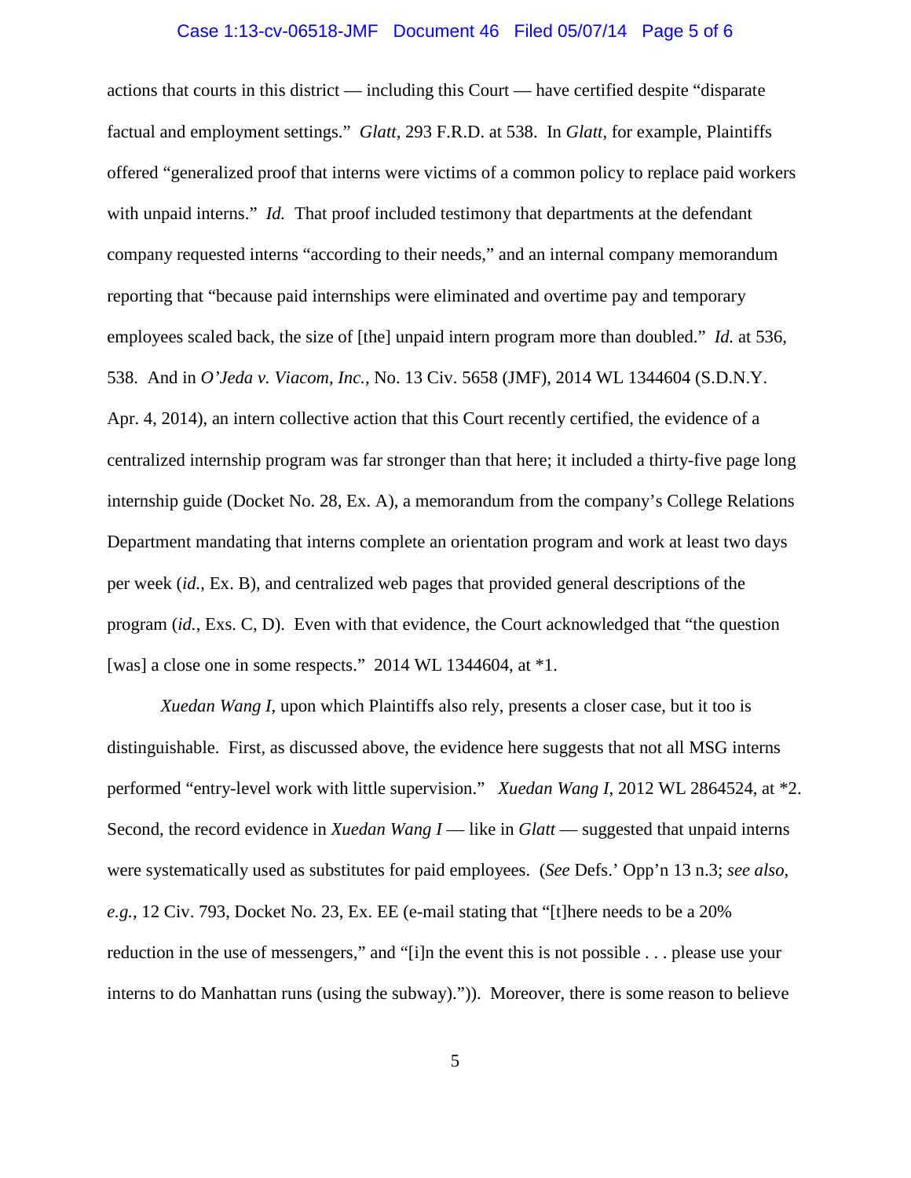actions that courts in this district — including this Court — have certified despite "disparate factual and employment settings." *Glatt*, 293 F.R.D. at 538. In *Glatt*, for example, Plaintiffs offered "generalized proof that interns were victims of a common policy to replace paid workers with unpaid interns." *Id.* That proof included testimony that departments at the defendant company requested interns "according to their needs," and an internal company memorandum reporting that "because paid internships were eliminated and overtime pay and temporary employees scaled back, the size of [the] unpaid intern program more than doubled." *Id.* at 536, 538. And in *O'Jeda v. Viacom, Inc.*, No. 13 Civ. 5658 (JMF), 2014 WL 1344604 (S.D.N.Y. Apr. 4, 2014), an intern collective action that this Court recently certified, the evidence of a centralized internship program was far stronger than that here; it included a thirty-five page long internship guide (Docket No. 28, Ex. A), a memorandum from the company's College Relations Department mandating that interns complete an orientation program and work at least two days per week (*id.*, Ex. B), and centralized web pages that provided general descriptions of the program (*id.*, Exs. C, D). Even with that evidence, the Court acknowledged that "the question [was] a close one in some respects." 2014 WL 1344604, at *1.

*Xuedan Wang I*, upon which Plaintiffs also rely, presents a closer case, but it too is distinguishable. First, as discussed above, the evidence here suggests that not all MSG interns performed "entry-level work with little supervision." *Xuedan Wang I*, 2012 WL 2864524, at *2. Second, the record evidence in *Xuedan Wang I* — like in *Glatt* — suggested that unpaid interns were systematically used as substitutes for paid employees. (*See* Defs.' Opp'n 13 n.3; *see also, e.g.*, 12 Civ. 793, Docket No. 23, Ex. EE (e-mail stating that "[t]here needs to be a 20% reduction in the use of messengers," and "[i]n the event this is not possible . . . please use your interns to do Manhattan runs (using the subway).")). Moreover, there is some reason to believe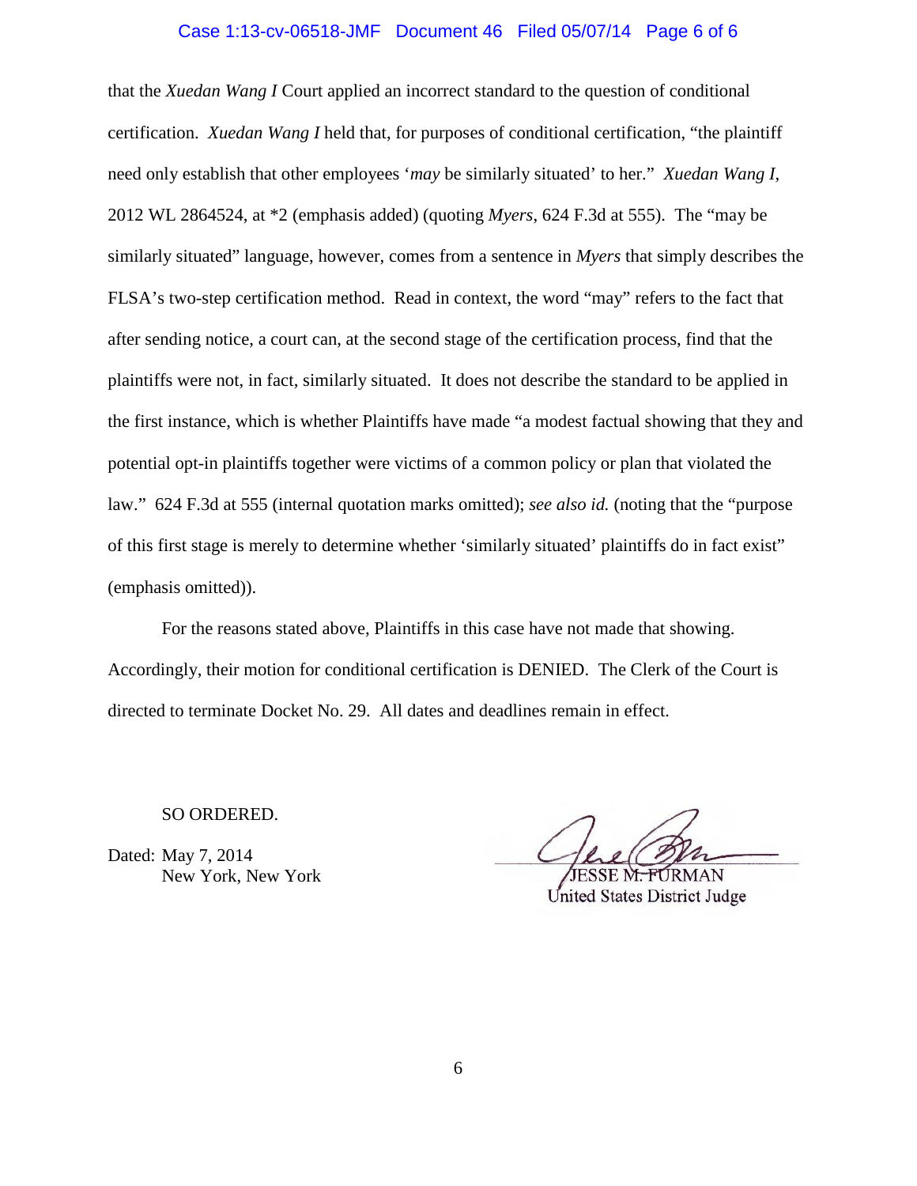that the *Xuedan Wang I* Court applied an incorrect standard to the question of conditional certification. *Xuedan Wang I* held that, for purposes of conditional certification, "the plaintiff need only establish that other employees '*may* be similarly situated' to her." *Xuedan Wang I*, 2012 WL 2864524, at *2 (emphasis added) (quoting *Myers*, 624 F.3d at 555). The "may be similarly situated" language, however, comes from a sentence in *Myers* that simply describes the FLSA's two-step certification method. Read in context, the word "may" refers to the fact that after sending notice, a court can, at the second stage of the certification process, find that the plaintiffs were not, in fact, similarly situated. It does not describe the standard to be applied in the first instance, which is whether Plaintiffs have made "a modest factual showing that they and potential opt-in plaintiffs together were victims of a common policy or plan that violated the law." 624 F.3d at 555 (internal quotation marks omitted); *see also id.* (noting that the "purpose of this first stage is merely to determine whether 'similarly situated' plaintiffs do in fact exist" (emphasis omitted)).

For the reasons stated above, Plaintiffs in this case have not made that showing. Accordingly, their motion for conditional certification is DENIED. The Clerk of the Court is directed to terminate Docket No. 29. All dates and deadlines remain in effect.

SO ORDERED.

Dated: May 7, 2014
New York, New York

JESSE M. FURMAN
United States District Judge